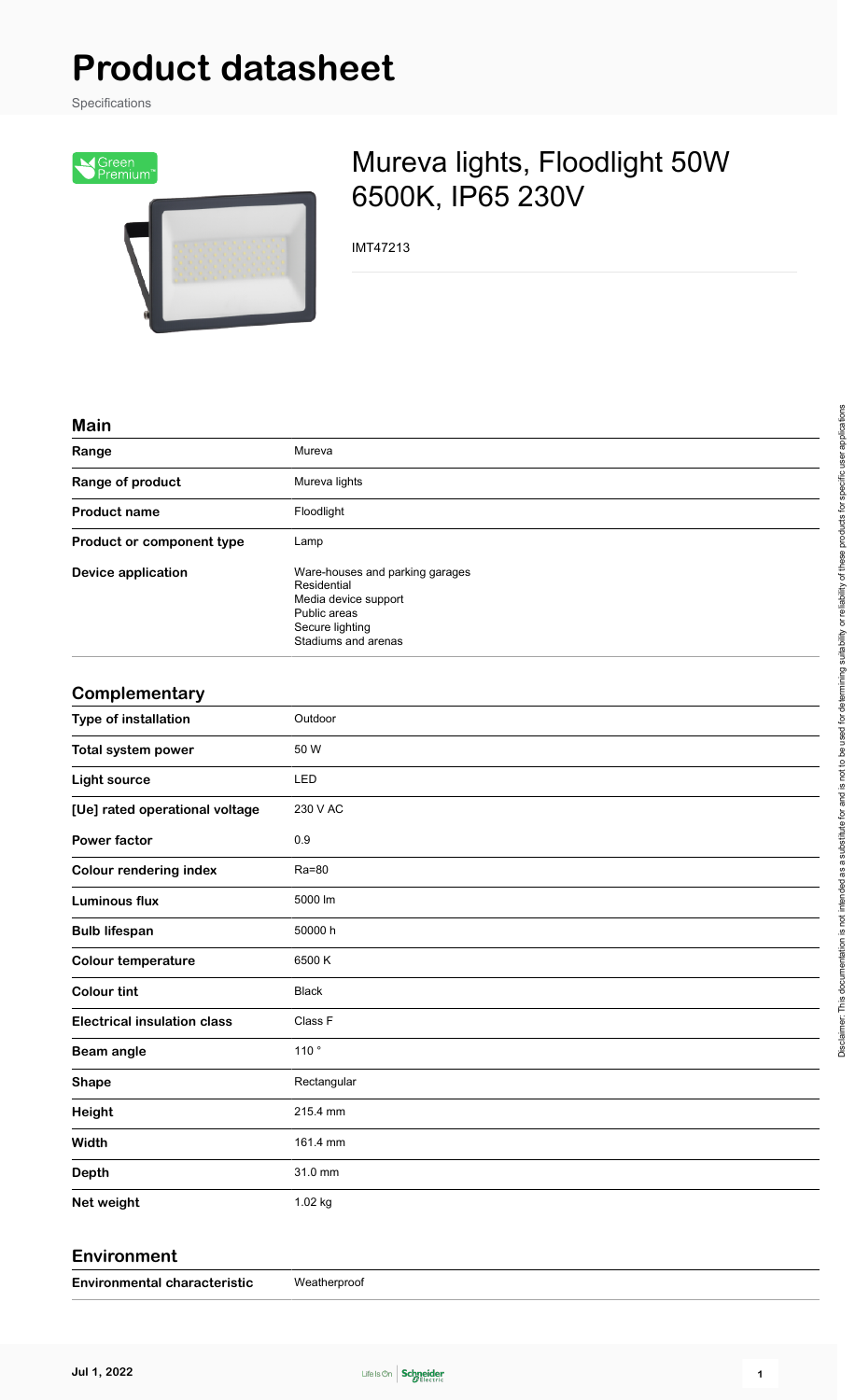# Product datasheet

Specifications

## Mureva lights, Floodlight 50W 6500K, IP65 230V

IMT47213

### Main

| | |
|---|---|
| **Range** | Mureva |
| **Range of product** | Mureva lights |
| **Product name** | Floodlight |
| **Product or component type** | Lamp |
| **Device application** | Ware-houses and parking garages<br>Residential<br>Media device support<br>Public areas<br>Secure lighting<br>Stadiums and arenas |

### Complementary

| | |
|---|---|
| **Type of installation** | Outdoor |
| **Total system power** | 50 W |
| **Light source** | LED |
| **[Ue] rated operational voltage** | 230 V AC |
| **Power factor** | 0.9 |
| **Colour rendering index** | Ra=80 |
| **Luminous flux** | 5000 lm |
| **Bulb lifespan** | 50000 h |
| **Colour temperature** | 6500 K |
| **Colour tint** | Black |
| **Electrical insulation class** | Class F |
| **Beam angle** | 110 ° |
| **Shape** | Rectangular |
| **Height** | 215.4 mm |
| **Width** | 161.4 mm |
| **Depth** | 31.0 mm |
| **Net weight** | 1.02 kg |

### Environment

| | |
|---|---|
| **Environmental characteristic** | Weatherproof |

Disclaimer: This documentation is not intended as a substitute for and is not to be used for determining suitability or reliability of these products for specific user applications

Jul 1, 2022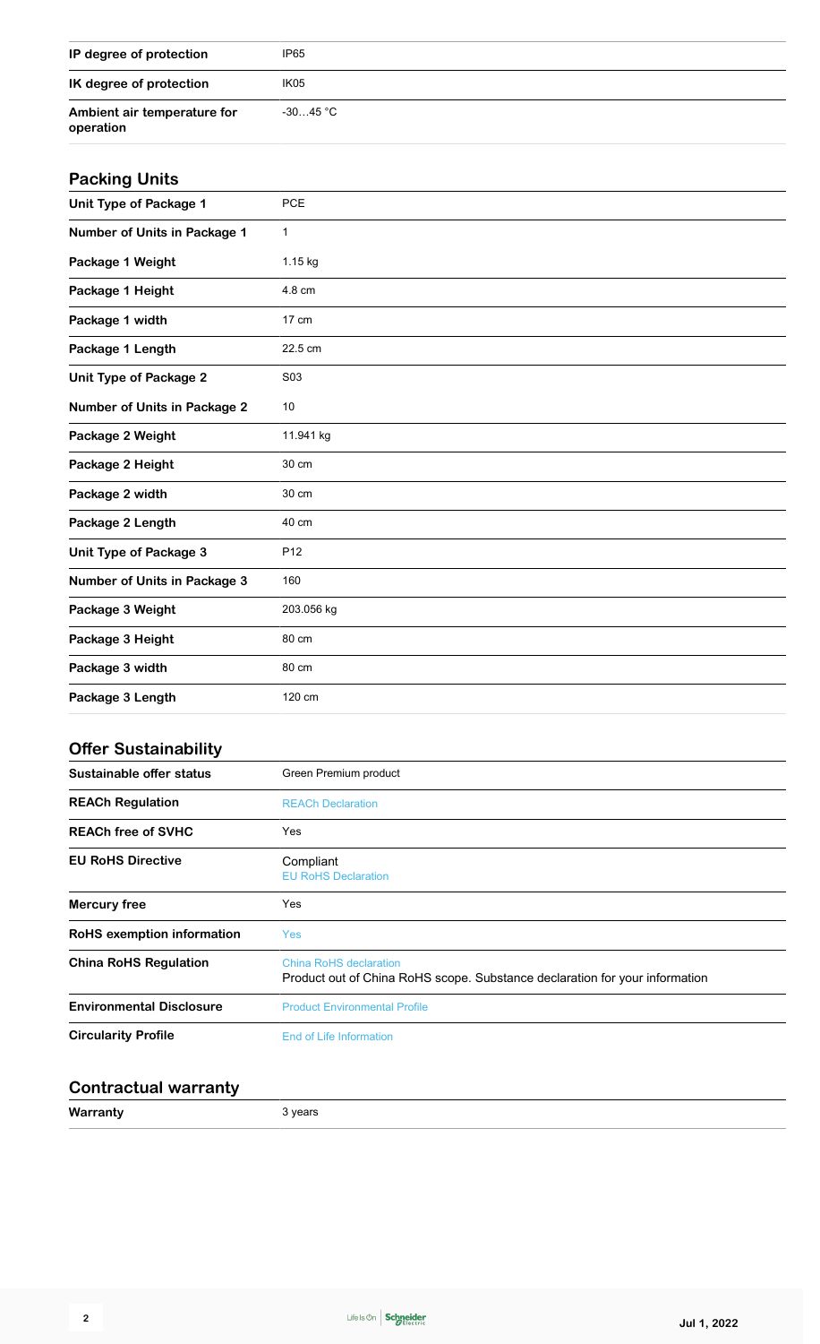| | |
|---|---|
| **IP degree of protection** | IP65 |
| **IK degree of protection** | IK05 |
| **Ambient air temperature for operation** | -30…45 °C |

## Packing Units

| | |
|---|---|
| **Unit Type of Package 1** | PCE |
| **Number of Units in Package 1** | 1 |
| **Package 1 Weight** | 1.15 kg |
| **Package 1 Height** | 4.8 cm |
| **Package 1 width** | 17 cm |
| **Package 1 Length** | 22.5 cm |
| **Unit Type of Package 2** | S03 |
| **Number of Units in Package 2** | 10 |
| **Package 2 Weight** | 11.941 kg |
| **Package 2 Height** | 30 cm |
| **Package 2 width** | 30 cm |
| **Package 2 Length** | 40 cm |
| **Unit Type of Package 3** | P12 |
| **Number of Units in Package 3** | 160 |
| **Package 3 Weight** | 203.056 kg |
| **Package 3 Height** | 80 cm |
| **Package 3 width** | 80 cm |
| **Package 3 Length** | 120 cm |

## Offer Sustainability

| | |
|---|---|
| **Sustainable offer status** | Green Premium product |
| **REACh Regulation** | REACh Declaration |
| **REACh free of SVHC** | Yes |
| **EU RoHS Directive** | Compliant<br>EU RoHS Declaration |
| **Mercury free** | Yes |
| **RoHS exemption information** | Yes |
| **China RoHS Regulation** | China RoHS declaration<br>Product out of China RoHS scope. Substance declaration for your information |
| **Environmental Disclosure** | Product Environmental Profile |
| **Circularity Profile** | End of Life Information |

## Contractual warranty

| | |
|---|---|
| **Warranty** | 3 years |